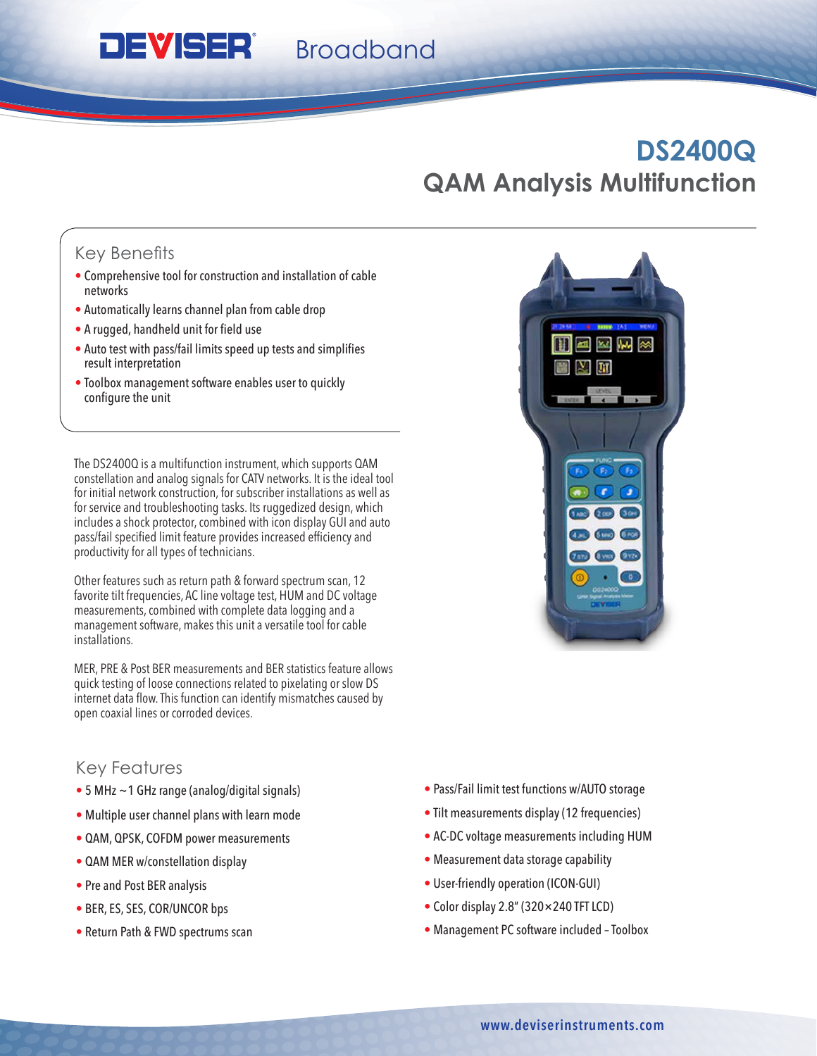# DEVISER Broadband

# DS2400Q
## QAM Analysis Multifunction

### Key Benefits

- Comprehensive tool for construction and installation of cable networks
- Automatically learns channel plan from cable drop
- A rugged, handheld unit for field use
- Auto test with pass/fail limits speed up tests and simplifies result interpretation
- Toolbox management software enables user to quickly configure the unit

The DS2400Q is a multifunction instrument, which supports QAM constellation and analog signals for CATV networks. It is the ideal tool for initial network construction, for subscriber installations as well as for service and troubleshooting tasks. Its ruggedized design, which includes a shock protector, combined with icon display GUI and auto pass/fail specified limit feature provides increased efficiency and productivity for all types of technicians.

Other features such as return path & forward spectrum scan, 12 favorite tilt frequencies, AC line voltage test, HUM and DC voltage measurements, combined with complete data logging and a management software, makes this unit a versatile tool for cable installations.

MER, PRE & Post BER measurements and BER statistics feature allows quick testing of loose connections related to pixelating or slow DS internet data flow. This function can identify mismatches caused by open coaxial lines or corroded devices.

### Key Features

- 5 MHz ~ 1 GHz range (analog/digital signals)
- Multiple user channel plans with learn mode
- QAM, QPSK, COFDM power measurements
- QAM MER w/constellation display
- Pre and Post BER analysis
- BER, ES, SES, COR/UNCOR bps
- Return Path & FWD spectrums scan
- Pass/Fail limit test functions w/AUTO storage
- Tilt measurements display (12 frequencies)
- AC-DC voltage measurements including HUM
- Measurement data storage capability
- User-friendly operation (ICON-GUI)
- Color display 2.8" (320×240 TFT LCD)
- Management PC software included – Toolbox

www.deviserinstruments.com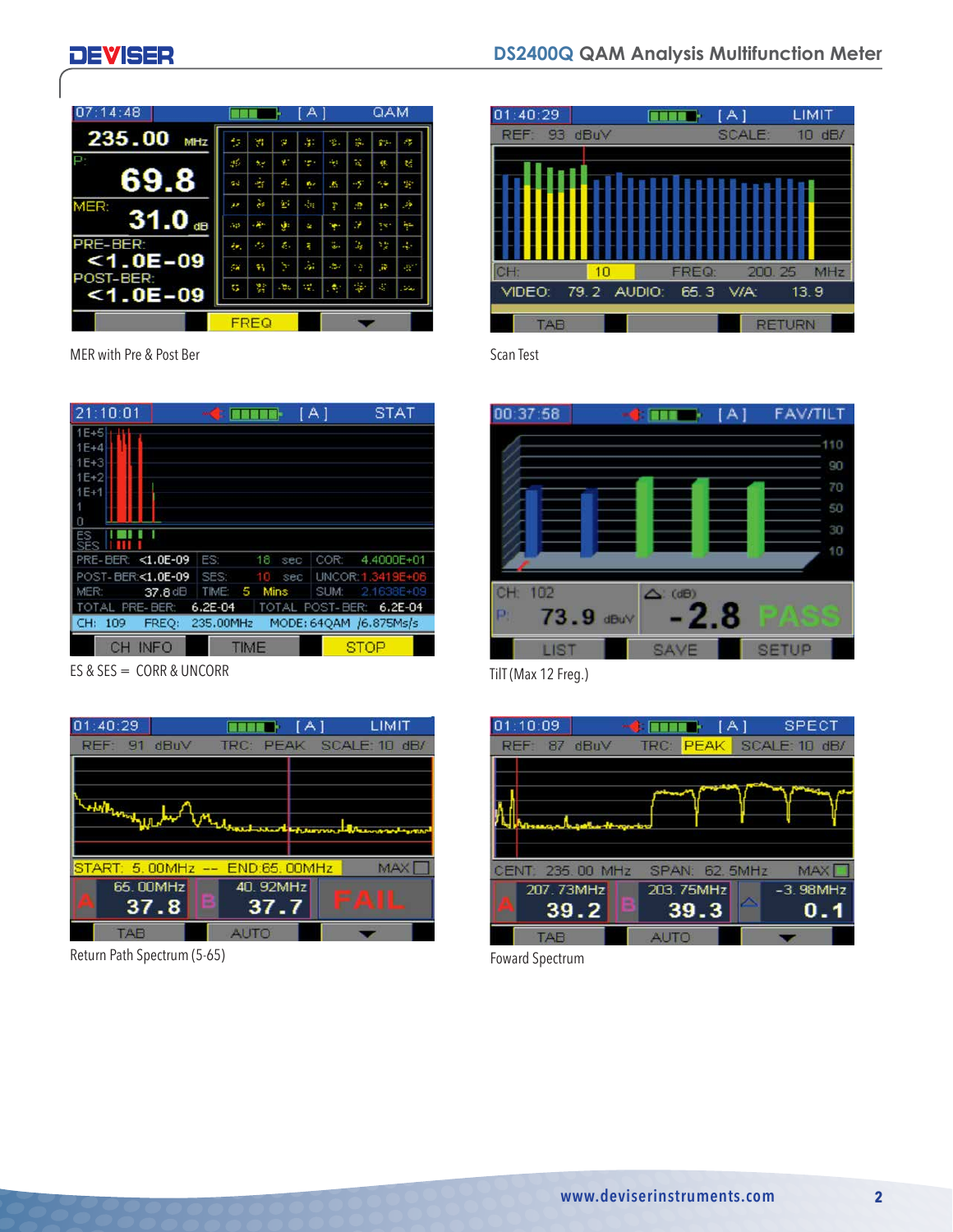MER with Pre & Post Ber

Scan Test

ES & SES = CORR & UNCORR

TilT (Max 12 Freg.)

Return Path Spectrum (5-65)

Foward Spectrum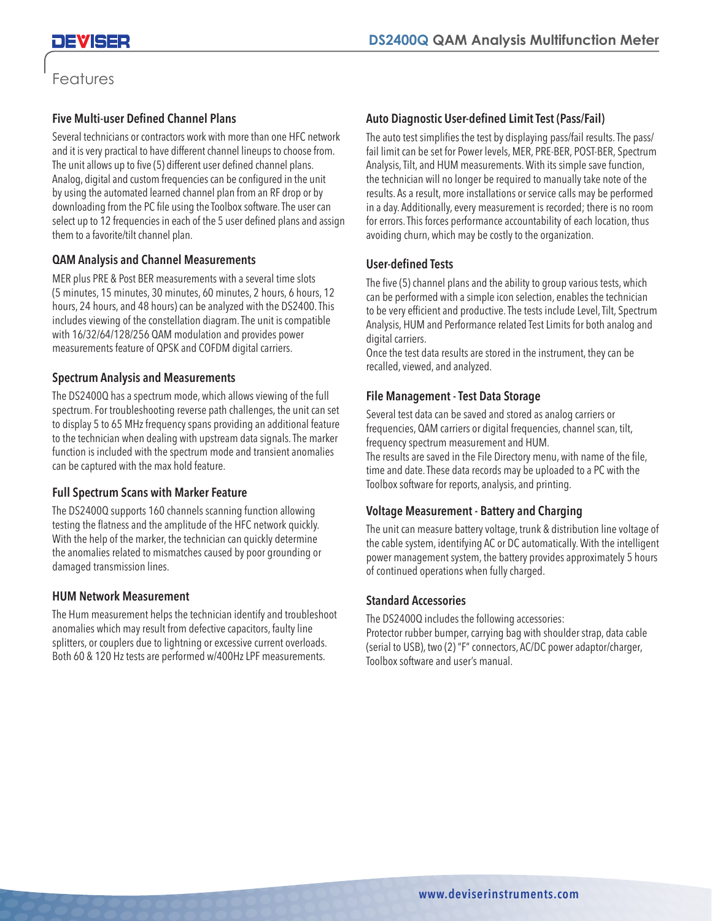## Features

### Five Multi-user Defined Channel Plans

Several technicians or contractors work with more than one HFC network and it is very practical to have different channel lineups to choose from. The unit allows up to five (5) different user defined channel plans. Analog, digital and custom frequencies can be configured in the unit by using the automated learned channel plan from an RF drop or by downloading from the PC file using the Toolbox software. The user can select up to 12 frequencies in each of the 5 user defined plans and assign them to a favorite/tilt channel plan.

### QAM Analysis and Channel Measurements

MER plus PRE & Post BER measurements with a several time slots (5 minutes, 15 minutes, 30 minutes, 60 minutes, 2 hours, 6 hours, 12 hours, 24 hours, and 48 hours) can be analyzed with the DS2400. This includes viewing of the constellation diagram. The unit is compatible with 16/32/64/128/256 QAM modulation and provides power measurements feature of QPSK and COFDM digital carriers.

### Spectrum Analysis and Measurements

The DS2400Q has a spectrum mode, which allows viewing of the full spectrum. For troubleshooting reverse path challenges, the unit can set to display 5 to 65 MHz frequency spans providing an additional feature to the technician when dealing with upstream data signals. The marker function is included with the spectrum mode and transient anomalies can be captured with the max hold feature.

### Full Spectrum Scans with Marker Feature

The DS2400Q supports 160 channels scanning function allowing testing the flatness and the amplitude of the HFC network quickly. With the help of the marker, the technician can quickly determine the anomalies related to mismatches caused by poor grounding or damaged transmission lines.

### HUM Network Measurement

The Hum measurement helps the technician identify and troubleshoot anomalies which may result from defective capacitors, faulty line splitters, or couplers due to lightning or excessive current overloads. Both 60 & 120 Hz tests are performed w/400Hz LPF measurements.

### Auto Diagnostic User-defined Limit Test (Pass/Fail)

The auto test simplifies the test by displaying pass/fail results. The pass/fail limit can be set for Power levels, MER, PRE-BER, POST-BER, Spectrum Analysis, Tilt, and HUM measurements. With its simple save function, the technician will no longer be required to manually take note of the results. As a result, more installations or service calls may be performed in a day. Additionally, every measurement is recorded; there is no room for errors. This forces performance accountability of each location, thus avoiding churn, which may be costly to the organization.

### User-defined Tests

The five (5) channel plans and the ability to group various tests, which can be performed with a simple icon selection, enables the technician to be very efficient and productive. The tests include Level, Tilt, Spectrum Analysis, HUM and Performance related Test Limits for both analog and digital carriers.

Once the test data results are stored in the instrument, they can be recalled, viewed, and analyzed.

### File Management - Test Data Storage

Several test data can be saved and stored as analog carriers or frequencies, QAM carriers or digital frequencies, channel scan, tilt, frequency spectrum measurement and HUM.

The results are saved in the File Directory menu, with name of the file, time and date. These data records may be uploaded to a PC with the Toolbox software for reports, analysis, and printing.

### Voltage Measurement - Battery and Charging

The unit can measure battery voltage, trunk & distribution line voltage of the cable system, identifying AC or DC automatically. With the intelligent power management system, the battery provides approximately 5 hours of continued operations when fully charged.

### Standard Accessories

The DS2400Q includes the following accessories:

Protector rubber bumper, carrying bag with shoulder strap, data cable (serial to USB), two (2) "F" connectors, AC/DC power adaptor/charger, Toolbox software and user's manual.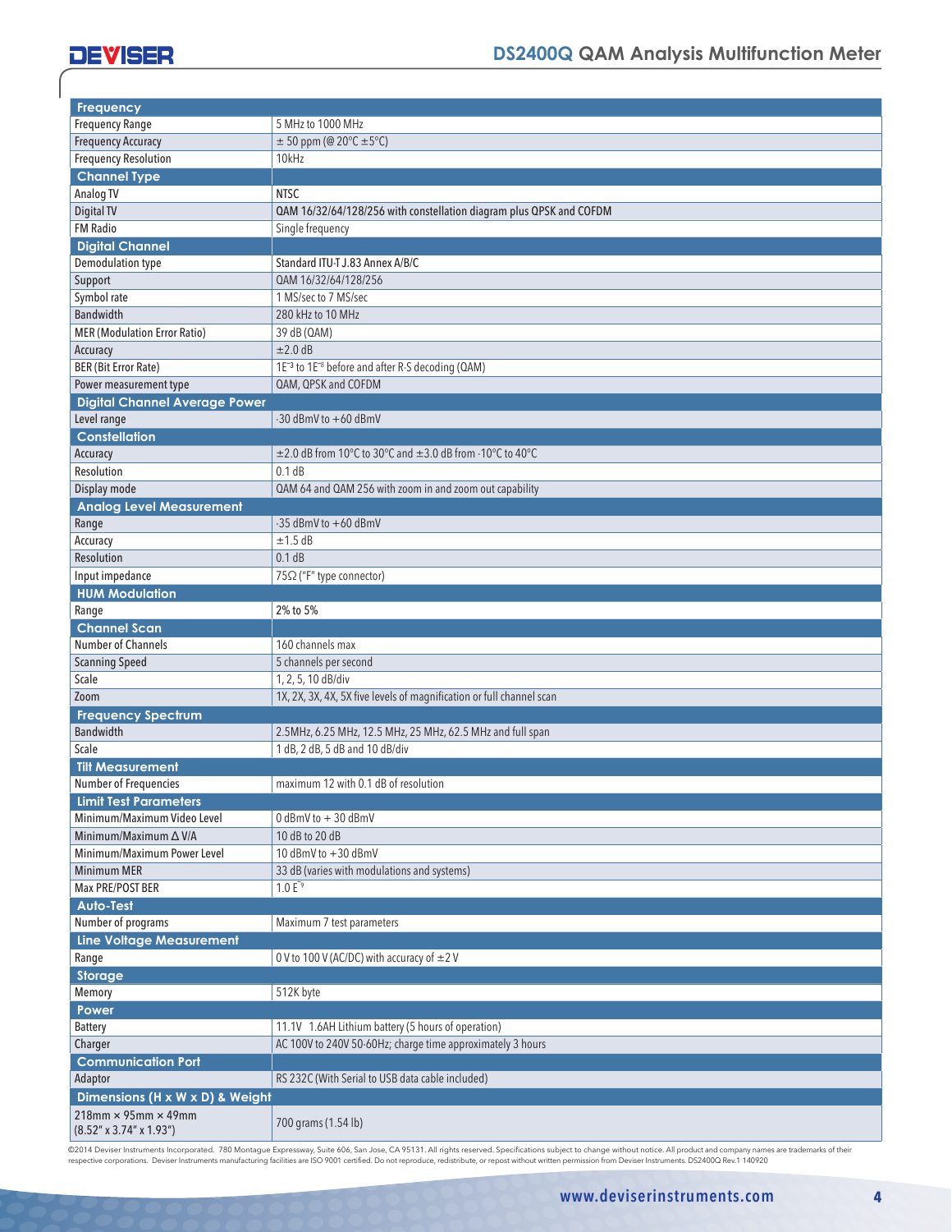# DS2400Q QAM Analysis Multifunction Meter

| | |
|---|---|
| **Frequency** | |
| Frequency Range | 5 MHz to 1000 MHz |
| Frequency Accuracy | ± 50 ppm (@ 20°C ±5°C) |
| Frequency Resolution | 10kHz |
| **Channel Type** | |
| Analog TV | NTSC |
| Digital TV | QAM 16/32/64/128/256 with constellation diagram plus QPSK and COFDM |
| FM Radio | Single frequency |
| **Digital Channel** | |
| Demodulation type | Standard ITU-T J.83 Annex A/B/C |
| Support | QAM 16/32/64/128/256 |
| Symbol rate | 1 MS/sec to 7 MS/sec |
| Bandwidth | 280 kHz to 10 MHz |
| MER (Modulation Error Ratio) | 39 dB (QAM) |
| Accuracy | ±2.0 dB |
| BER (Bit Error Rate) | $1E^{-3}$ to $1E^{-8}$ before and after R-S decoding (QAM) |
| Power measurement type | QAM, QPSK and COFDM |
| **Digital Channel Average Power** | |
| Level range | -30 dBmV to +60 dBmV |
| **Constellation** | |
| Accuracy | ±2.0 dB from 10°C to 30°C and ±3.0 dB from -10°C to 40°C |
| Resolution | 0.1 dB |
| Display mode | QAM 64 and QAM 256 with zoom in and zoom out capability |
| **Analog Level Measurement** | |
| Range | -35 dBmV to +60 dBmV |
| Accuracy | ±1.5 dB |
| Resolution | 0.1 dB |
| Input impedance | 75Ω ("F" type connector) |
| **HUM Modulation** | |
| Range | 2% to 5% |
| **Channel Scan** | |
| Number of Channels | 160 channels max |
| Scanning Speed | 5 channels per second |
| Scale | 1, 2, 5, 10 dB/div |
| Zoom | 1X, 2X, 3X, 4X, 5X five levels of magnification or full channel scan |
| **Frequency Spectrum** | |
| Bandwidth | 2.5MHz, 6.25 MHz, 12.5 MHz, 25 MHz, 62.5 MHz and full span |
| Scale | 1 dB, 2 dB, 5 dB and 10 dB/div |
| **Tilt Measurement** | |
| Number of Frequencies | maximum 12 with 0.1 dB of resolution |
| **Limit Test Parameters** | |
| Minimum/Maximum Video Level | 0 dBmV to + 30 dBmV |
| Minimum/Maximum Δ V/A | 10 dB to 20 dB |
| Minimum/Maximum Power Level | 10 dBmV to +30 dBmV |
| Minimum MER | 33 dB (varies with modulations and systems) |
| Max PRE/POST BER | $1.0\ E^{-9}$ |
| **Auto-Test** | |
| Number of programs | Maximum 7 test parameters |
| **Line Voltage Measurement** | |
| Range | 0 V to 100 V (AC/DC) with accuracy of ±2 V |
| **Storage** | |
| Memory | 512K byte |
| **Power** | |
| Battery | 11.1V 1.6AH Lithium battery (5 hours of operation) |
| Charger | AC 100V to 240V 50-60Hz; charge time approximately 3 hours |
| **Communication Port** | |
| Adaptor | RS 232C (With Serial to USB data cable included) |
| **Dimensions (H x W x D) & Weight** | |
| 218mm × 95mm × 49mm (8.52" x 3.74" x 1.93") | 700 grams (1.54 lb) |

©2014 Deviser Instruments Incorporated. 780 Montague Expressway, Suite 606, San Jose, CA 95131. All rights reserved. Specifications subject to change without notice. All product and company names are trademarks of their respective corporations. Deviser Instruments manufacturing facilities are ISO 9001 certified. Do not reproduce, redistribute, or repost without written permission from Deviser Instruments. DS2400Q Rev.1 140920

www.deviserinstruments.com